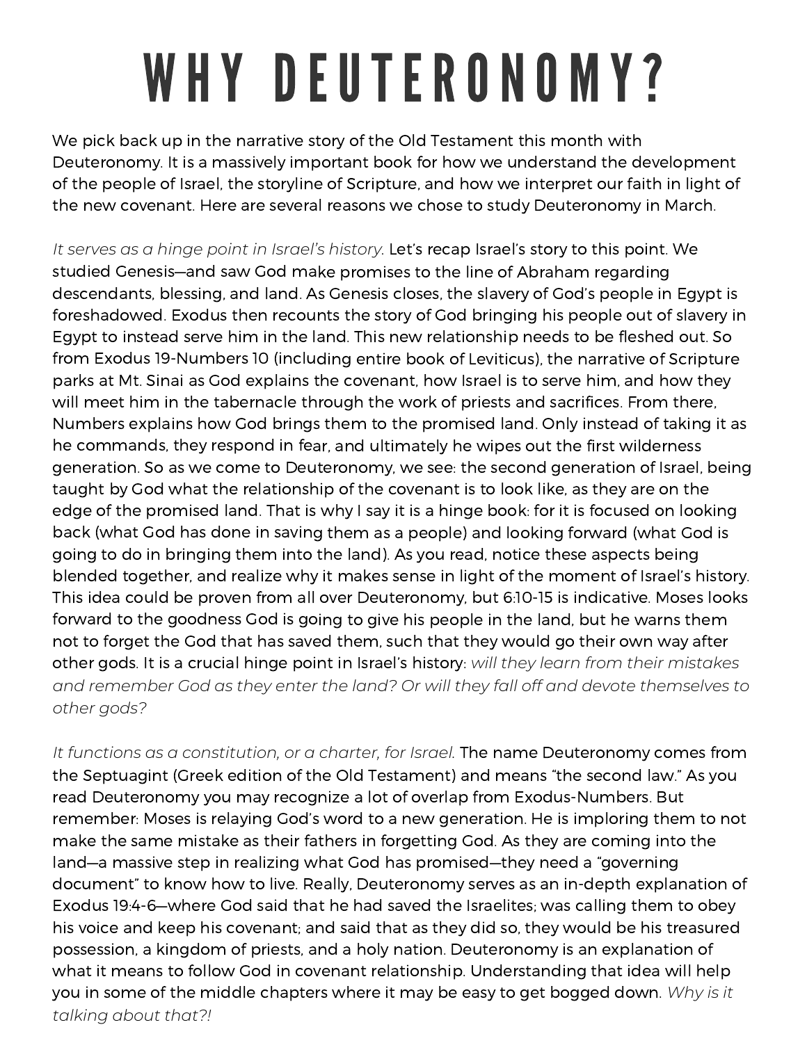# WHY DEUTERONOMY?

We pick back up in the narrative story of the Old Testament this month with Deuteronomy. It is a massively important book for how we understand the development of the people of Israel, the storyline of Scripture, and how we interpret our faith in light of the new covenant. Here are several reasons we chose to study Deuteronomy in March.

*It serves as a hinge point in Israel's history.* Let's recap Israel's story to this point. We studied Genesis—and saw God make promises to the line of Abraham regarding descendants, blessing, and land. As Genesis closes, the slavery of God's people in Egypt is foreshadowed. Exodus then recounts the story of God bringing his people out of slavery in Egypt to instead serve him in the land. This new relationship needs to be fleshed out. So from Exodus 19-Numbers 10 (including entire book of Leviticus), the narrative of Scripture parks at Mt. Sinai as God explains the covenant, how Israel is to serve him, and how they will meet him in the tabernacle through the work of priests and sacrifices. From there, Numbers explains how God brings them to the promised land. Only instead of taking it as he commands, they respond in fear, and ultimately he wipes out the first wilderness generation. So as we come to Deuteronomy, we see: the second generation of Israel, being taught by God what the relationship of the covenant is to look like, as they are on the edge of the promised land. That is why I say it is a hinge book: for it is focused on looking back (what God has done in saving them as a people) and looking forward (what God is going to do in bringing them into the land). As you read, notice these aspects being blended together, and realize why it makes sense in light of the moment of Israel's history. This idea could be proven from all over Deuteronomy, but 6:10-15 is indicative. Moses looks forward to the goodness God is going to give his people in the land, but he warns them not to forget the God that has saved them, such that they would go their own way after other gods. It is a crucial hinge point in Israel's history: *will they learn from their mistakes and remember God as they enter the land? Or will they fall off and devote themselves to other gods?*

*It functions as a constitution, or a charter, for Israel.* The name Deuteronomy comes from the Septuagint (Greek edition of the Old Testament) and means "the second law." As you read Deuteronomy you may recognize a lot of overlap from Exodus-Numbers. But remember: Moses is relaying God's word to a new generation. He is imploring them to not make the same mistake as their fathers in forgetting God. As they are coming into the land—a massive step in realizing what God has promised—they need a "governing document" to know how to live. Really, Deuteronomy serves as an in-depth explanation of Exodus 19:4-6—where God said that he had saved the Israelites; was calling them to obey his voice and keep his covenant; and said that as they did so, they would be his treasured possession, a kingdom of priests, and a holy nation. Deuteronomy is an explanation of what it means to follow God in covenant relationship. Understanding that idea will help you in some of the middle chapters where it may be easy to get bogged down. *Why is it talking about that?!*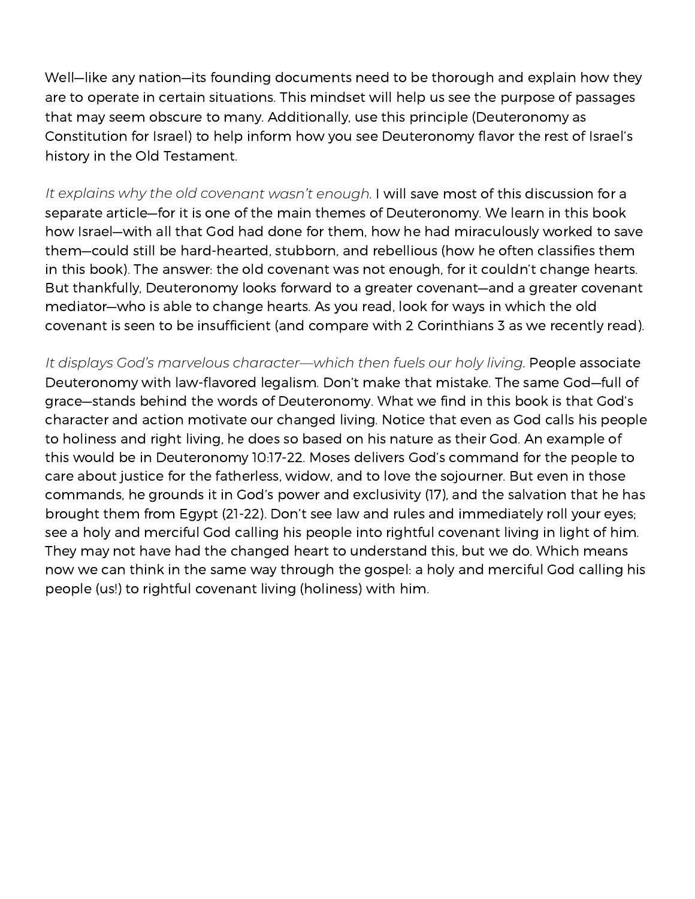Well—like any nation—its founding documents need to be thorough and explain how they are to operate in certain situations. This mindset will help us see the purpose of passages that may seem obscure to many. Additionally, use this principle (Deuteronomy as Constitution for Israel) to help inform how you see Deuteronomy flavor the rest of Israel's history in the Old Testament.

*It explains why the old covenant wasn't enough*. I will save most of this discussion for a separate article—for it is one of the main themes of Deuteronomy. We learn in this book how Israel—with all that God had done for them, how he had miraculously worked to save them—could still be hard-hearted, stubborn, and rebellious (how he often classifies them in this book). The answer: the old covenant was not enough, for it couldn't change hearts. But thankfully, Deuteronomy looks forward to a greater covenant—and a greater covenant mediator—who is able to change hearts. As you read, look for ways in which the old covenant is seen to be insufficient (and compare with 2 Corinthians 3 as we recently read).

*It displays God's marvelous character—which then fuels our holy living.* People associate Deuteronomy with law-flavored legalism. Don't make that mistake. The same God—full of grace—stands behind the words of Deuteronomy. What we find in this book is that God's character and action motivate our changed living. Notice that even as God calls his people to holiness and right living, he does so based on his nature as their God. An example of this would be in Deuteronomy 10:17-22. Moses delivers God's command for the people to care about justice for the fatherless, widow, and to love the sojourner. But even in those commands, he grounds it in God's power and exclusivity (17), and the salvation that he has brought them from Egypt (21-22). Don't see law and rules and immediately roll your eyes; see a holy and merciful God calling his people into rightful covenant living in light of him. They may not have had the changed heart to understand this, but we do. Which means now we can think in the same way through the gospel: a holy and merciful God calling his people (us!) to rightful covenant living (holiness) with him.